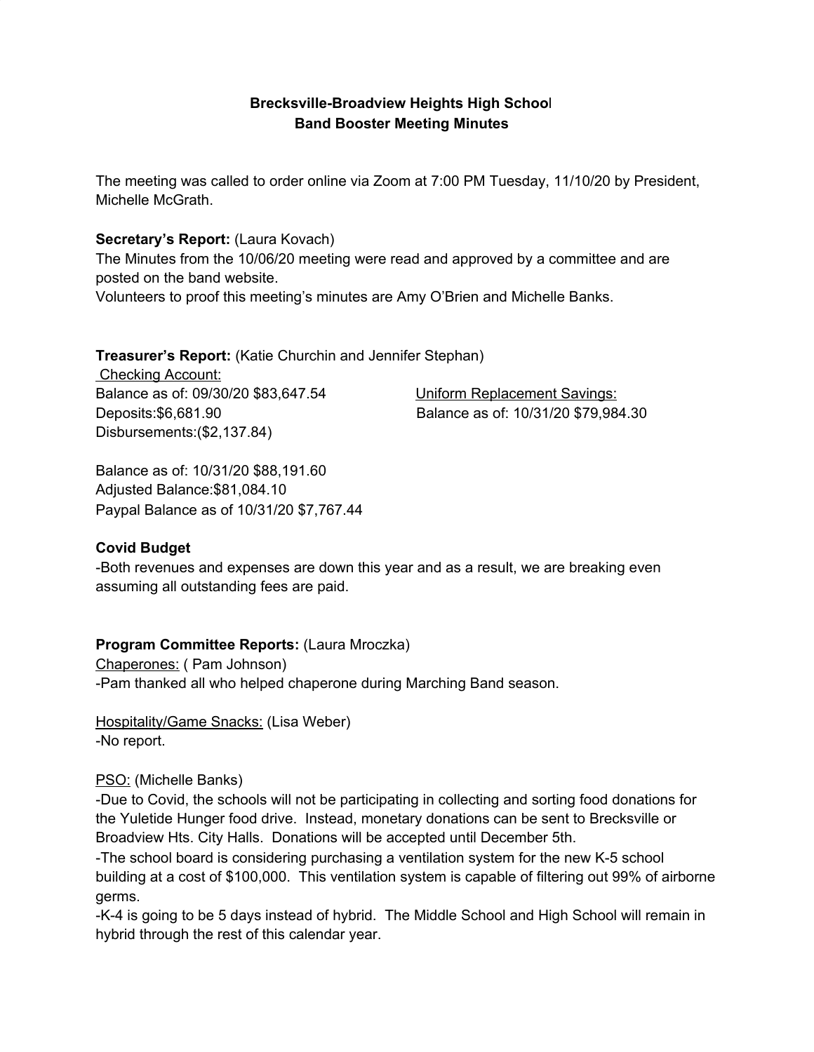**Brecksville-Broadview Heights High School**
**Band Booster Meeting Minutes**

The meeting was called to order online via Zoom at 7:00 PM Tuesday, 11/10/20 by President, Michelle McGrath.

**Secretary's Report:** (Laura Kovach)
The Minutes from the 10/06/20 meeting were read and approved by a committee and are posted on the band website.
Volunteers to proof this meeting's minutes are Amy O'Brien and Michelle Banks.

**Treasurer's Report:** (Katie Churchin and Jennifer Stephan)

Checking Account:
Balance as of: 09/30/20 $83,647.54
Deposits:$6,681.90
Disbursements:($2,137.84)

Balance as of: 10/31/20 $88,191.60
Adjusted Balance:$81,084.10
Paypal Balance as of 10/31/20 $7,767.44

Uniform Replacement Savings:
Balance as of: 10/31/20 $79,984.30

**Covid Budget**
-Both revenues and expenses are down this year and as a result, we are breaking even assuming all outstanding fees are paid.

**Program Committee Reports:** (Laura Mroczka)
Chaperones: ( Pam Johnson)
-Pam thanked all who helped chaperone during Marching Band season.

Hospitality/Game Snacks: (Lisa Weber)
-No report.

PSO: (Michelle Banks)
-Due to Covid, the schools will not be participating in collecting and sorting food donations for the Yuletide Hunger food drive. Instead, monetary donations can be sent to Brecksville or Broadview Hts. City Halls. Donations will be accepted until December 5th.
-The school board is considering purchasing a ventilation system for the new K-5 school building at a cost of $100,000. This ventilation system is capable of filtering out 99% of airborne germs.
-K-4 is going to be 5 days instead of hybrid. The Middle School and High School will remain in hybrid through the rest of this calendar year.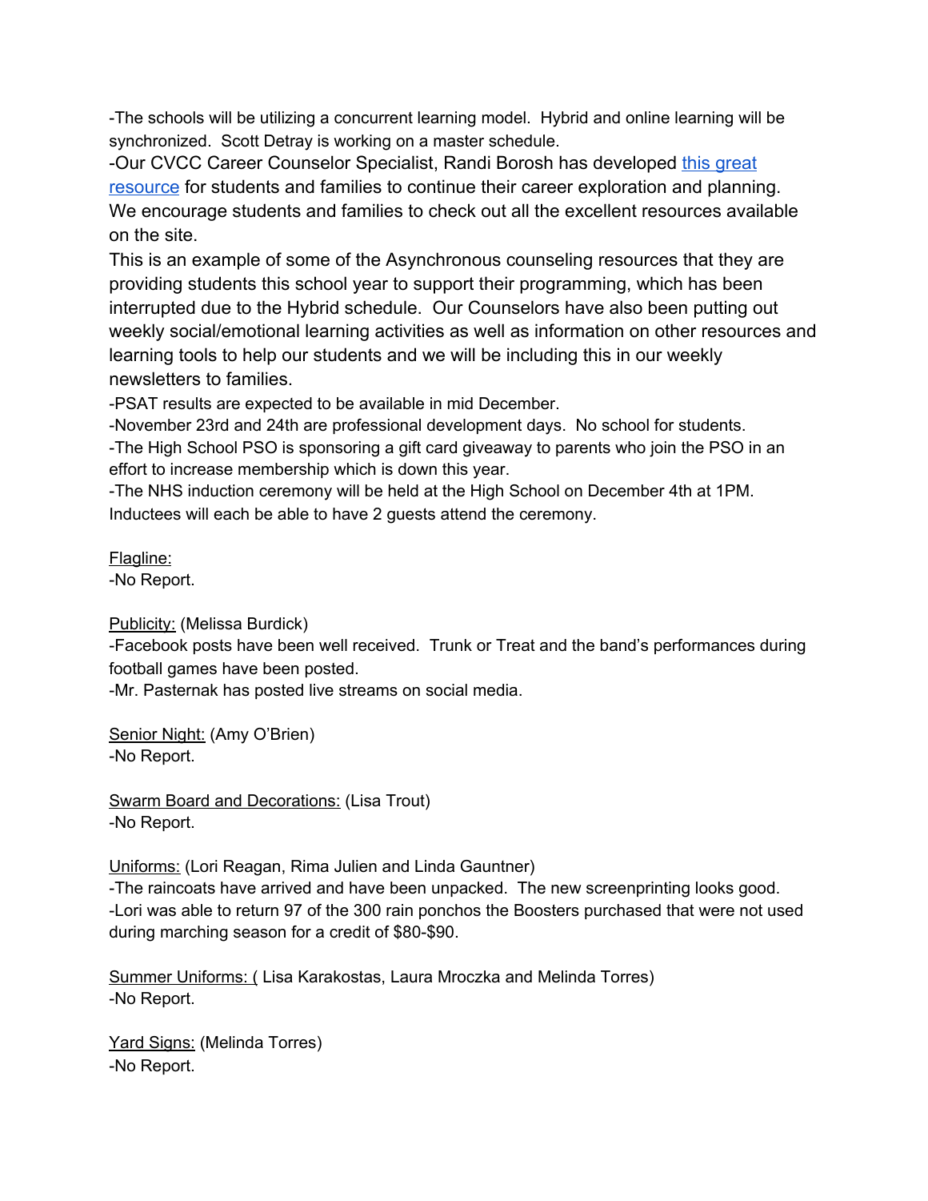-The schools will be utilizing a concurrent learning model. Hybrid and online learning will be synchronized. Scott Detray is working on a master schedule.

-Our CVCC Career Counselor Specialist, Randi Borosh has developed this great resource for students and families to continue their career exploration and planning. We encourage students and families to check out all the excellent resources available on the site.

This is an example of some of the Asynchronous counseling resources that they are providing students this school year to support their programming, which has been interrupted due to the Hybrid schedule. Our Counselors have also been putting out weekly social/emotional learning activities as well as information on other resources and learning tools to help our students and we will be including this in our weekly newsletters to families.

-PSAT results are expected to be available in mid December.

-November 23rd and 24th are professional development days. No school for students.

-The High School PSO is sponsoring a gift card giveaway to parents who join the PSO in an effort to increase membership which is down this year.

-The NHS induction ceremony will be held at the High School on December 4th at 1PM. Inductees will each be able to have 2 guests attend the ceremony.

Flagline:
-No Report.

Publicity: (Melissa Burdick)
-Facebook posts have been well received. Trunk or Treat and the band's performances during football games have been posted.
-Mr. Pasternak has posted live streams on social media.

Senior Night: (Amy O'Brien)
-No Report.

Swarm Board and Decorations: (Lisa Trout)
-No Report.

Uniforms: (Lori Reagan, Rima Julien and Linda Gauntner)
-The raincoats have arrived and have been unpacked. The new screenprinting looks good.
-Lori was able to return 97 of the 300 rain ponchos the Boosters purchased that were not used during marching season for a credit of $80-$90.

Summer Uniforms: ( Lisa Karakostas, Laura Mroczka and Melinda Torres)
-No Report.

Yard Signs: (Melinda Torres)
-No Report.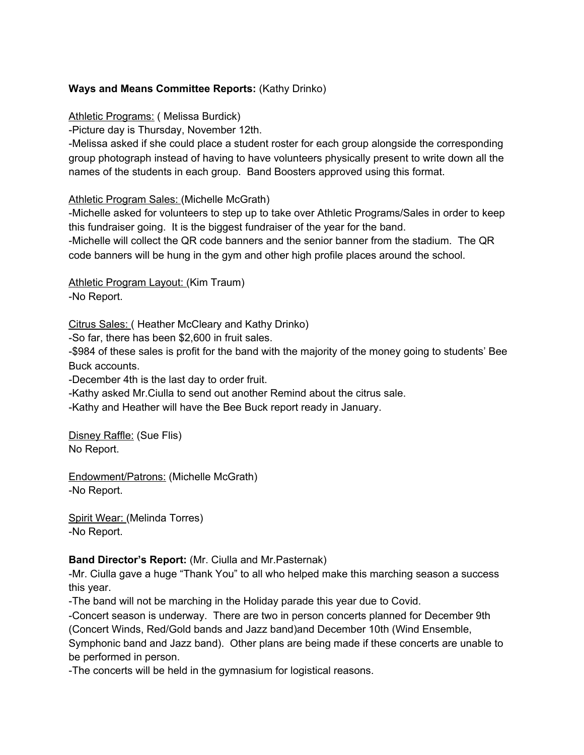**Ways and Means Committee Reports:** (Kathy Drinko)

<u>Athletic Programs:</u> ( Melissa Burdick)

-Picture day is Thursday, November 12th.

-Melissa asked if she could place a student roster for each group alongside the corresponding group photograph instead of having to have volunteers physically present to write down all the names of the students in each group. Band Boosters approved using this format.

<u>Athletic Program Sales:</u> (Michelle McGrath)

-Michelle asked for volunteers to step up to take over Athletic Programs/Sales in order to keep this fundraiser going. It is the biggest fundraiser of the year for the band.

-Michelle will collect the QR code banners and the senior banner from the stadium. The QR code banners will be hung in the gym and other high profile places around the school.

<u>Athletic Program Layout:</u> (Kim Traum)

-No Report.

<u>Citrus Sales:</u> ( Heather McCleary and Kathy Drinko)

-So far, there has been $2,600 in fruit sales.

-$984 of these sales is profit for the band with the majority of the money going to students' Bee Buck accounts.

-December 4th is the last day to order fruit.

-Kathy asked Mr.Ciulla to send out another Remind about the citrus sale.

-Kathy and Heather will have the Bee Buck report ready in January.

<u>Disney Raffle:</u> (Sue Flis)

No Report.

<u>Endowment/Patrons:</u> (Michelle McGrath)

-No Report.

<u>Spirit Wear:</u> (Melinda Torres)

-No Report.

**Band Director's Report:** (Mr. Ciulla and Mr.Pasternak)

-Mr. Ciulla gave a huge "Thank You" to all who helped make this marching season a success this year.

-The band will not be marching in the Holiday parade this year due to Covid.

-Concert season is underway. There are two in person concerts planned for December 9th (Concert Winds, Red/Gold bands and Jazz band)and December 10th (Wind Ensemble, Symphonic band and Jazz band). Other plans are being made if these concerts are unable to be performed in person.

-The concerts will be held in the gymnasium for logistical reasons.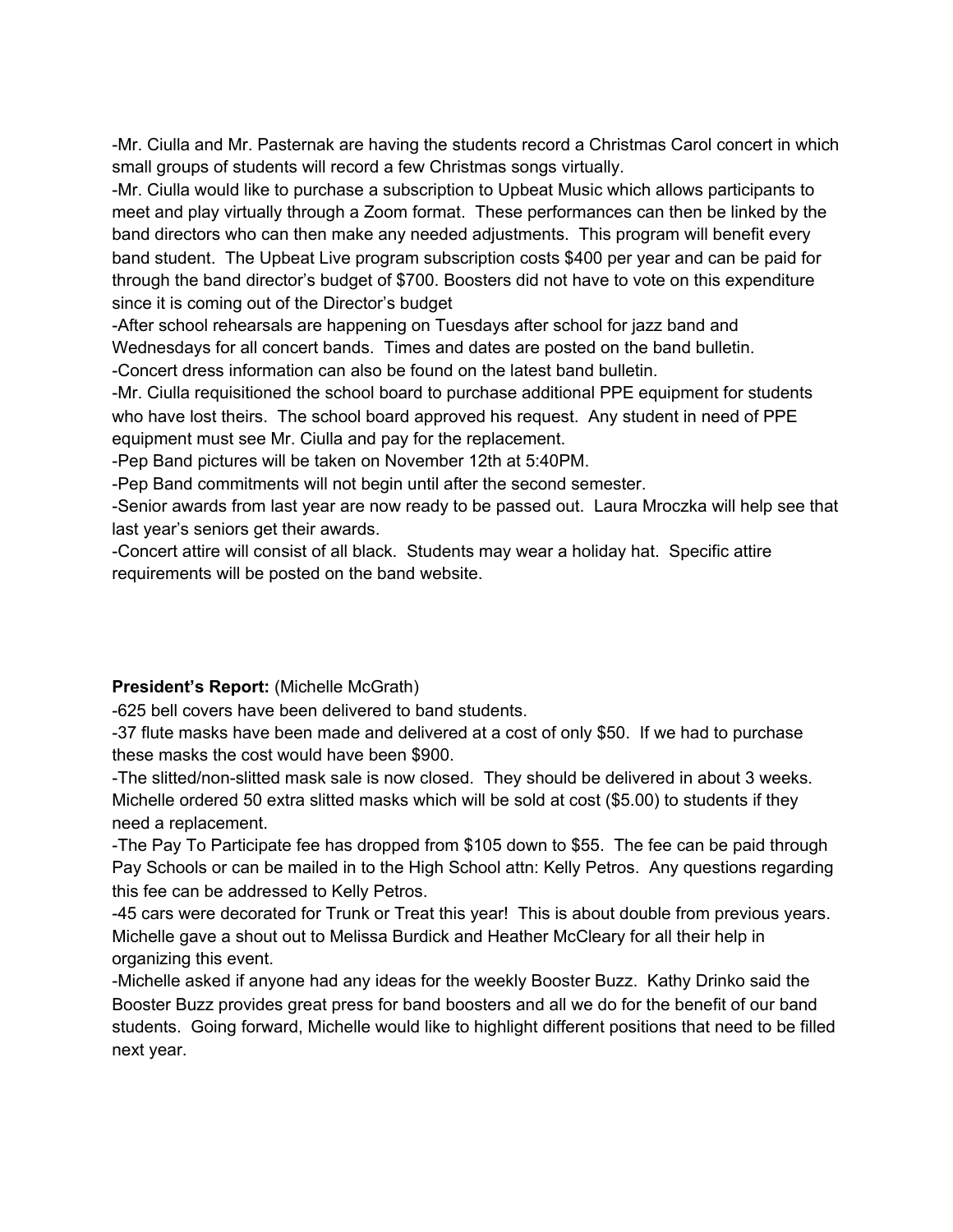-Mr. Ciulla and Mr. Pasternak are having the students record a Christmas Carol concert in which small groups of students will record a few Christmas songs virtually.
-Mr. Ciulla would like to purchase a subscription to Upbeat Music which allows participants to meet and play virtually through a Zoom format. These performances can then be linked by the band directors who can then make any needed adjustments. This program will benefit every band student. The Upbeat Live program subscription costs $400 per year and can be paid for through the band director's budget of $700. Boosters did not have to vote on this expenditure since it is coming out of the Director's budget
-After school rehearsals are happening on Tuesdays after school for jazz band and Wednesdays for all concert bands. Times and dates are posted on the band bulletin.
-Concert dress information can also be found on the latest band bulletin.
-Mr. Ciulla requisitioned the school board to purchase additional PPE equipment for students who have lost theirs. The school board approved his request. Any student in need of PPE equipment must see Mr. Ciulla and pay for the replacement.
-Pep Band pictures will be taken on November 12th at 5:40PM.
-Pep Band commitments will not begin until after the second semester.
-Senior awards from last year are now ready to be passed out. Laura Mroczka will help see that last year's seniors get their awards.
-Concert attire will consist of all black. Students may wear a holiday hat. Specific attire requirements will be posted on the band website.

**President's Report:** (Michelle McGrath)
-625 bell covers have been delivered to band students.
-37 flute masks have been made and delivered at a cost of only $50. If we had to purchase these masks the cost would have been $900.
-The slitted/non-slitted mask sale is now closed. They should be delivered in about 3 weeks. Michelle ordered 50 extra slitted masks which will be sold at cost ($5.00) to students if they need a replacement.
-The Pay To Participate fee has dropped from $105 down to $55. The fee can be paid through Pay Schools or can be mailed in to the High School attn: Kelly Petros. Any questions regarding this fee can be addressed to Kelly Petros.
-45 cars were decorated for Trunk or Treat this year! This is about double from previous years. Michelle gave a shout out to Melissa Burdick and Heather McCleary for all their help in organizing this event.
-Michelle asked if anyone had any ideas for the weekly Booster Buzz. Kathy Drinko said the Booster Buzz provides great press for band boosters and all we do for the benefit of our band students. Going forward, Michelle would like to highlight different positions that need to be filled next year.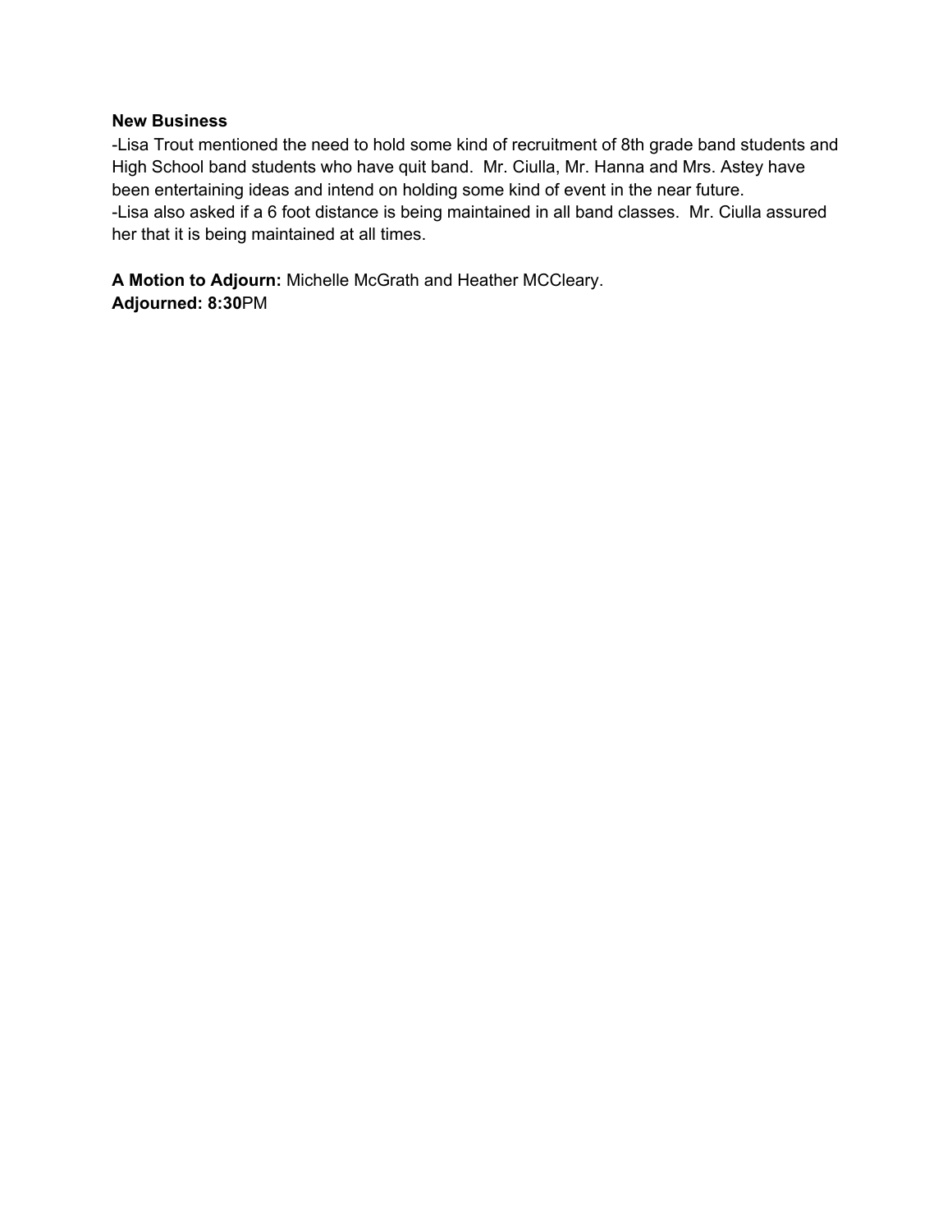**New Business**

-Lisa Trout mentioned the need to hold some kind of recruitment of 8th grade band students and High School band students who have quit band. Mr. Ciulla, Mr. Hanna and Mrs. Astey have been entertaining ideas and intend on holding some kind of event in the near future.
-Lisa also asked if a 6 foot distance is being maintained in all band classes. Mr. Ciulla assured her that it is being maintained at all times.

**A Motion to Adjourn:** Michelle McGrath and Heather MCCleary.
**Adjourned: 8:30**PM